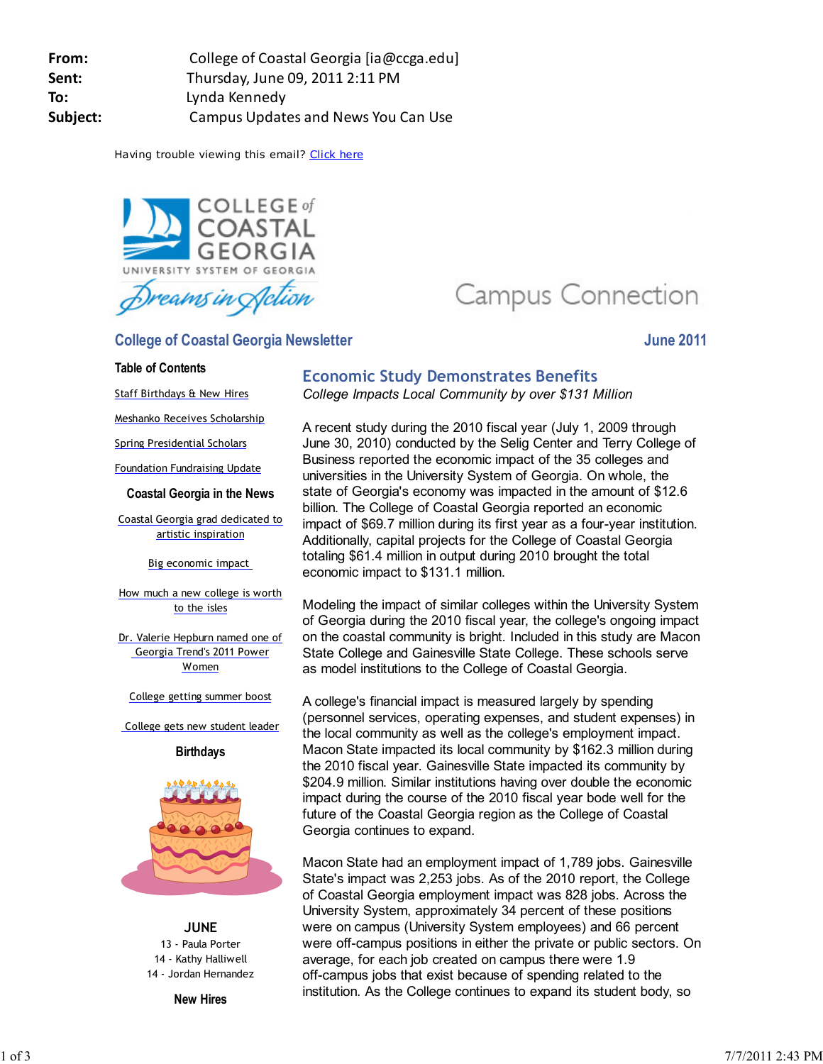**From:** College of Coastal Georgia [ia@ccga.edu]
**Sent:** Thursday, June 09, 2011 2:11 PM
**To:** Lynda Kennedy
**Subject:** Campus Updates and News You Can Use

Having trouble viewing this email? Click here

COLLEGE of COASTAL GEORGIA
UNIVERSITY SYSTEM OF GEORGIA
Dreams in Action

Campus Connection

## College of Coastal Georgia Newsletter

**June 2011**

### Table of Contents

- Staff Birthdays & New Hires
- Meshanko Receives Scholarship
- Spring Presidential Scholars
- Foundation Fundraising Update

### Coastal Georgia in the News

- Coastal Georgia grad dedicated to artistic inspiration
- Big economic impact
- How much a new college is worth to the isles
- Dr. Valerie Hepburn named one of Georgia Trend's 2011 Power Women
- College getting summer boost
- College gets new student leader

### Birthdays

**JUNE**

13 - Paula Porter
14 - Kathy Halliwell
14 - Jordan Hernandez

### New Hires

## Economic Study Demonstrates Benefits

*College Impacts Local Community by over $131 Million*

A recent study during the 2010 fiscal year (July 1, 2009 through June 30, 2010) conducted by the Selig Center and Terry College of Business reported the economic impact of the 35 colleges and universities in the University System of Georgia. On whole, the state of Georgia's economy was impacted in the amount of $12.6 billion. The College of Coastal Georgia reported an economic impact of $69.7 million during its first year as a four-year institution. Additionally, capital projects for the College of Coastal Georgia totaling $61.4 million in output during 2010 brought the total economic impact to $131.1 million.

Modeling the impact of similar colleges within the University System of Georgia during the 2010 fiscal year, the college's ongoing impact on the coastal community is bright. Included in this study are Macon State College and Gainesville State College. These schools serve as model institutions to the College of Coastal Georgia.

A college's financial impact is measured largely by spending (personnel services, operating expenses, and student expenses) in the local community as well as the college's employment impact. Macon State impacted its local community by $162.3 million during the 2010 fiscal year. Gainesville State impacted its community by $204.9 million. Similar institutions having over double the economic impact during the course of the 2010 fiscal year bode well for the future of the Coastal Georgia region as the College of Coastal Georgia continues to expand.

Macon State had an employment impact of 1,789 jobs. Gainesville State's impact was 2,253 jobs. As of the 2010 report, the College of Coastal Georgia employment impact was 828 jobs. Across the University System, approximately 34 percent of these positions were on campus (University System employees) and 66 percent were off-campus positions in either the private or public sectors. On average, for each job created on campus there were 1.9 off-campus jobs that exist because of spending related to the institution. As the College continues to expand its student body, so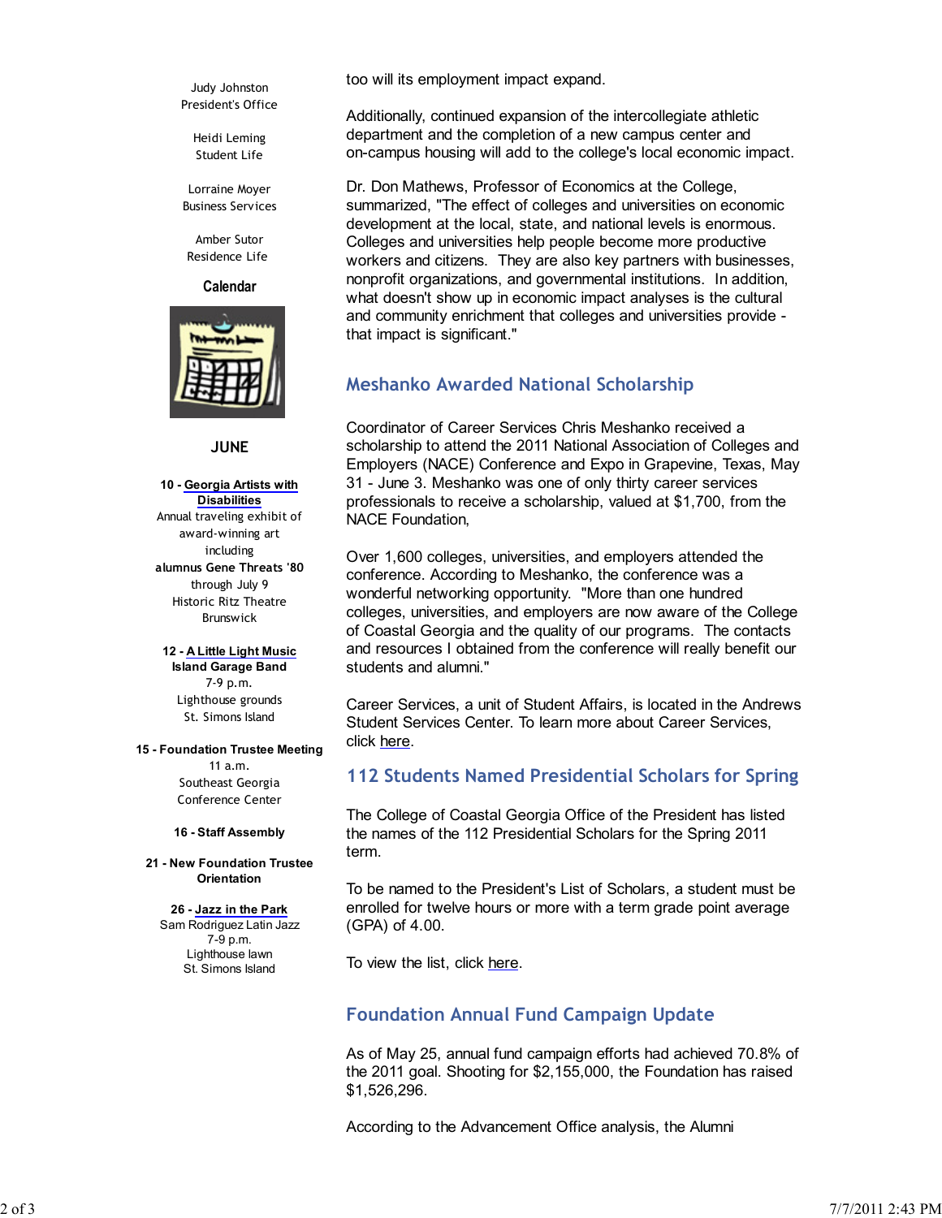Judy Johnston
President's Office

Heidi Leming
Student Life

Lorraine Moyer
Business Services

Amber Sutor
Residence Life

**Calendar**

**JUNE**

**10 - Georgia Artists with Disabilities**
Annual traveling exhibit of award-winning art including
**alumnus Gene Threats '80**
through July 9
Historic Ritz Theatre
Brunswick

**12 - A Little Light Music**
**Island Garage Band**
7-9 p.m.
Lighthouse grounds
St. Simons Island

**15 - Foundation Trustee Meeting**
11 a.m.
Southeast Georgia Conference Center

**16 - Staff Assembly**

**21 - New Foundation Trustee Orientation**

**26 - Jazz in the Park**
Sam Rodriguez Latin Jazz
7-9 p.m.
Lighthouse lawn
St. Simons Island

too will its employment impact expand.

Additionally, continued expansion of the intercollegiate athletic department and the completion of a new campus center and on-campus housing will add to the college's local economic impact.

Dr. Don Mathews, Professor of Economics at the College, summarized, "The effect of colleges and universities on economic development at the local, state, and national levels is enormous. Colleges and universities help people become more productive workers and citizens. They are also key partners with businesses, nonprofit organizations, and governmental institutions. In addition, what doesn't show up in economic impact analyses is the cultural and community enrichment that colleges and universities provide - that impact is significant."

## Meshanko Awarded National Scholarship

Coordinator of Career Services Chris Meshanko received a scholarship to attend the 2011 National Association of Colleges and Employers (NACE) Conference and Expo in Grapevine, Texas, May 31 - June 3. Meshanko was one of only thirty career services professionals to receive a scholarship, valued at $1,700, from the NACE Foundation,

Over 1,600 colleges, universities, and employers attended the conference. According to Meshanko, the conference was a wonderful networking opportunity. "More than one hundred colleges, universities, and employers are now aware of the College of Coastal Georgia and the quality of our programs. The contacts and resources I obtained from the conference will really benefit our students and alumni."

Career Services, a unit of Student Affairs, is located in the Andrews Student Services Center. To learn more about Career Services, click here.

## 112 Students Named Presidential Scholars for Spring

The College of Coastal Georgia Office of the President has listed the names of the 112 Presidential Scholars for the Spring 2011 term.

To be named to the President's List of Scholars, a student must be enrolled for twelve hours or more with a term grade point average (GPA) of 4.00.

To view the list, click here.

## Foundation Annual Fund Campaign Update

As of May 25, annual fund campaign efforts had achieved 70.8% of the 2011 goal. Shooting for $2,155,000, the Foundation has raised $1,526,296.

According to the Advancement Office analysis, the Alumni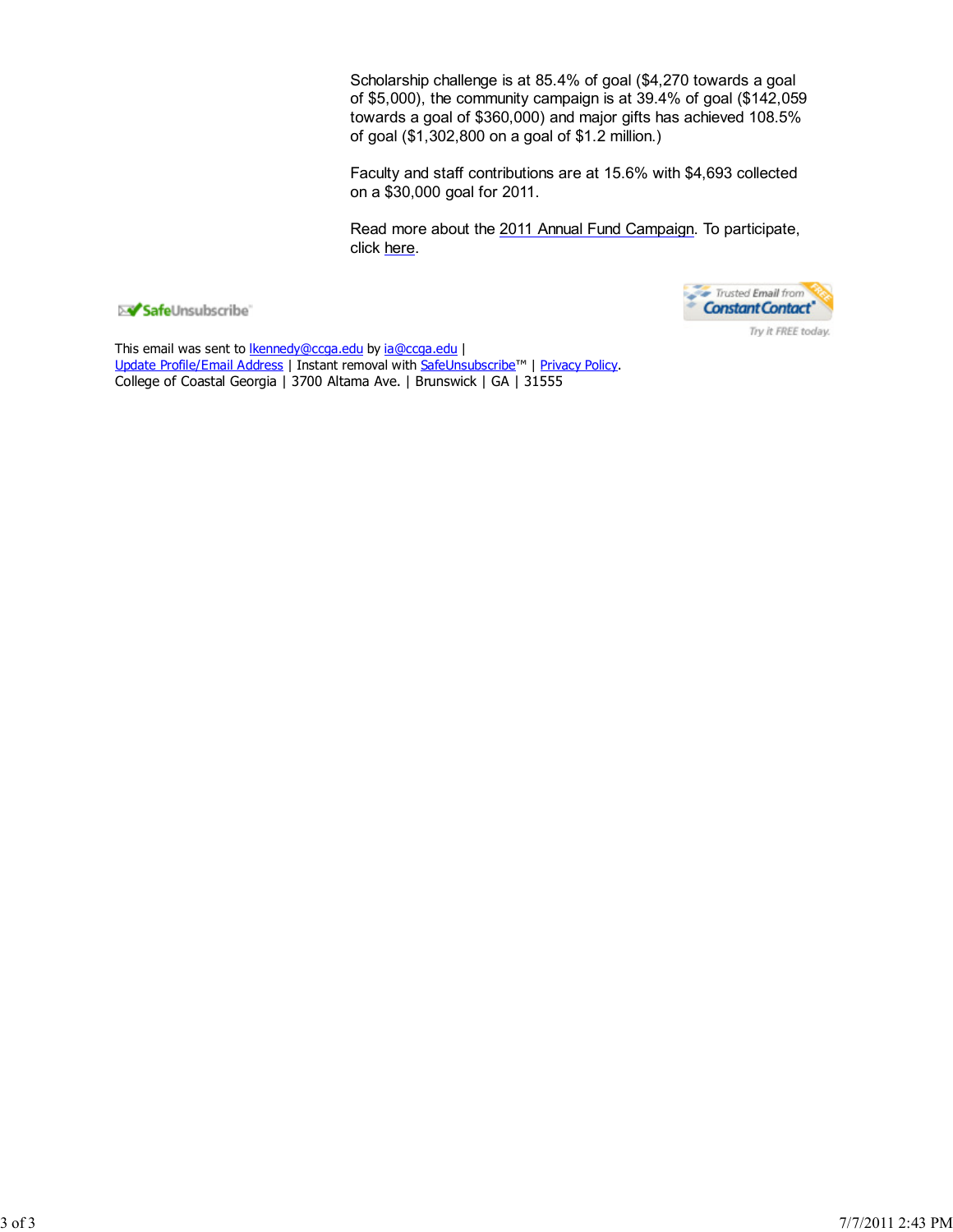Scholarship challenge is at 85.4% of goal ($4,270 towards a goal of $5,000), the community campaign is at 39.4% of goal ($142,059 towards a goal of $360,000) and major gifts has achieved 108.5% of goal ($1,302,800 on a goal of $1.2 million.)

Faculty and staff contributions are at 15.6% with $4,693 collected on a $30,000 goal for 2011.

Read more about the 2011 Annual Fund Campaign. To participate, click here.

SafeUnsubscribe

Trusted Email from Constant Contact

Try it FREE today.

This email was sent to lkennedy@ccga.edu by ia@ccga.edu |
Update Profile/Email Address | Instant removal with SafeUnsubscribe™ | Privacy Policy.
College of Coastal Georgia | 3700 Altama Ave. | Brunswick | GA | 31555